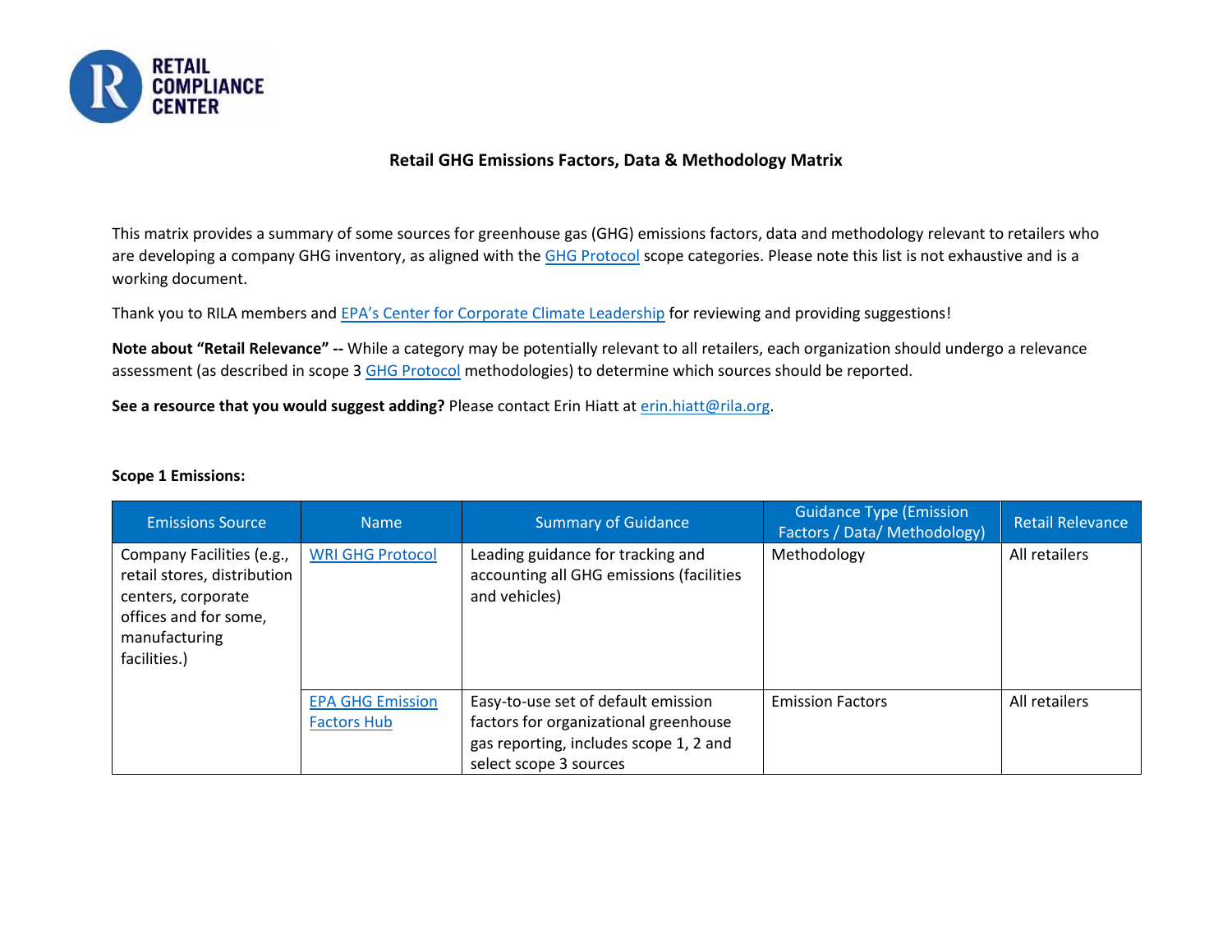RETAIL COMPLIANCE CENTER

# Retail GHG Emissions Factors, Data & Methodology Matrix

This matrix provides a summary of some sources for greenhouse gas (GHG) emissions factors, data and methodology relevant to retailers who are developing a company GHG inventory, as aligned with the GHG Protocol scope categories. Please note this list is not exhaustive and is a working document.

Thank you to RILA members and EPA's Center for Corporate Climate Leadership for reviewing and providing suggestions!

**Note about "Retail Relevance" --** While a category may be potentially relevant to all retailers, each organization should undergo a relevance assessment (as described in scope 3 GHG Protocol methodologies) to determine which sources should be reported.

**See a resource that you would suggest adding?** Please contact Erin Hiatt at erin.hiatt@rila.org.

**Scope 1 Emissions:**

| Emissions Source | Name | Summary of Guidance | Guidance Type (Emission Factors / Data/ Methodology) | Retail Relevance |
| --- | --- | --- | --- | --- |
| Company Facilities (e.g., retail stores, distribution centers, corporate offices and for some, manufacturing facilities.) | WRI GHG Protocol | Leading guidance for tracking and accounting all GHG emissions (facilities and vehicles) | Methodology | All retailers |
| | EPA GHG Emission Factors Hub | Easy-to-use set of default emission factors for organizational greenhouse gas reporting, includes scope 1, 2 and select scope 3 sources | Emission Factors | All retailers |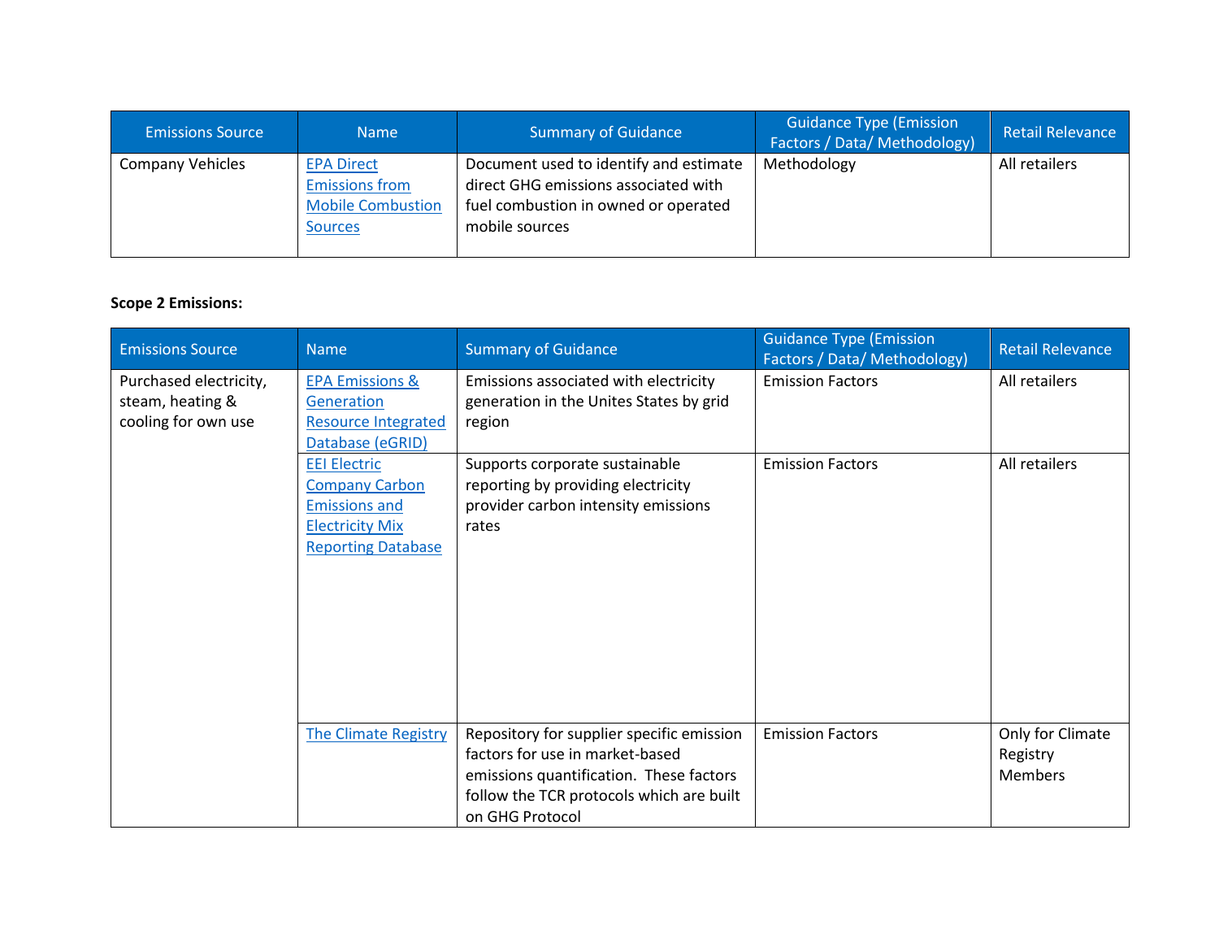| Emissions Source | Name | Summary of Guidance | Guidance Type (Emission Factors / Data/ Methodology) | Retail Relevance |
|---|---|---|---|---|
| Company Vehicles | EPA Direct Emissions from Mobile Combustion Sources | Document used to identify and estimate direct GHG emissions associated with fuel combustion in owned or operated mobile sources | Methodology | All retailers |

**Scope 2 Emissions:**

| Emissions Source | Name | Summary of Guidance | Guidance Type (Emission Factors / Data/ Methodology) | Retail Relevance |
|---|---|---|---|---|
| Purchased electricity, steam, heating & cooling for own use | EPA Emissions & Generation Resource Integrated Database (eGRID) | Emissions associated with electricity generation in the Unites States by grid region | Emission Factors | All retailers |
| | EEI Electric Company Carbon Emissions and Electricity Mix Reporting Database | Supports corporate sustainable reporting by providing electricity provider carbon intensity emissions rates | Emission Factors | All retailers |
| | The Climate Registry | Repository for supplier specific emission factors for use in market-based emissions quantification. These factors follow the TCR protocols which are built on GHG Protocol | Emission Factors | Only for Climate Registry Members |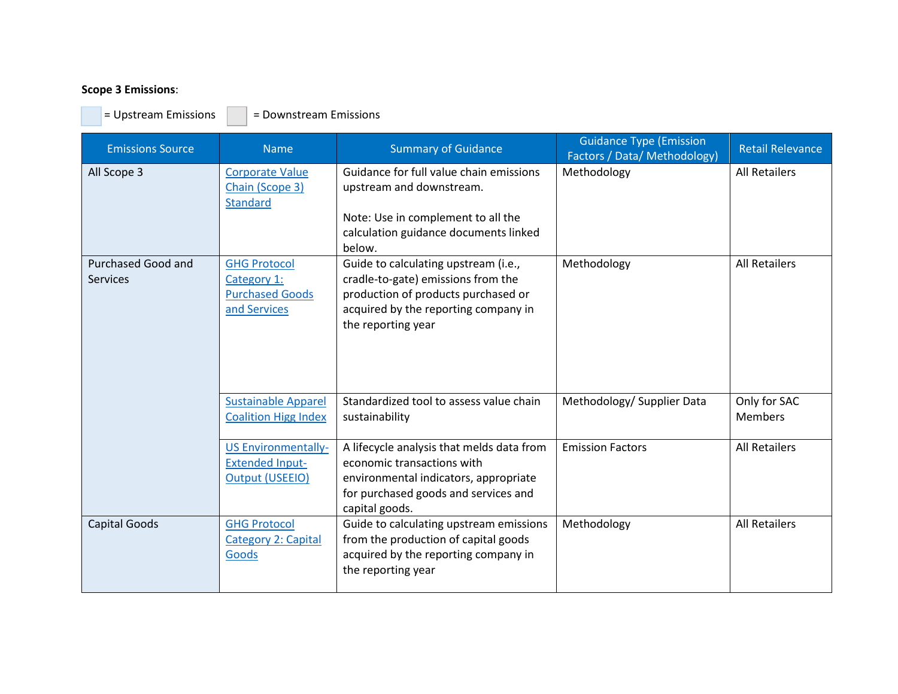**Scope 3 Emissions**:

= Upstream Emissions = Downstream Emissions

| Emissions Source | Name | Summary of Guidance | Guidance Type (Emission Factors / Data/ Methodology) | Retail Relevance |
|---|---|---|---|---|
| All Scope 3 | Corporate Value Chain (Scope 3) Standard | Guidance for full value chain emissions upstream and downstream.<br><br>Note: Use in complement to all the calculation guidance documents linked below. | Methodology | All Retailers |
| Purchased Good and Services | GHG Protocol Category 1: Purchased Goods and Services | Guide to calculating upstream (i.e., cradle-to-gate) emissions from the production of products purchased or acquired by the reporting company in the reporting year | Methodology | All Retailers |
| | Sustainable Apparel Coalition Higg Index | Standardized tool to assess value chain sustainability | Methodology/ Supplier Data | Only for SAC Members |
| | US Environmentally-Extended Input-Output (USEEIO) | A lifecycle analysis that melds data from economic transactions with environmental indicators, appropriate for purchased goods and services and capital goods. | Emission Factors | All Retailers |
| Capital Goods | GHG Protocol Category 2: Capital Goods | Guide to calculating upstream emissions from the production of capital goods acquired by the reporting company in the reporting year | Methodology | All Retailers |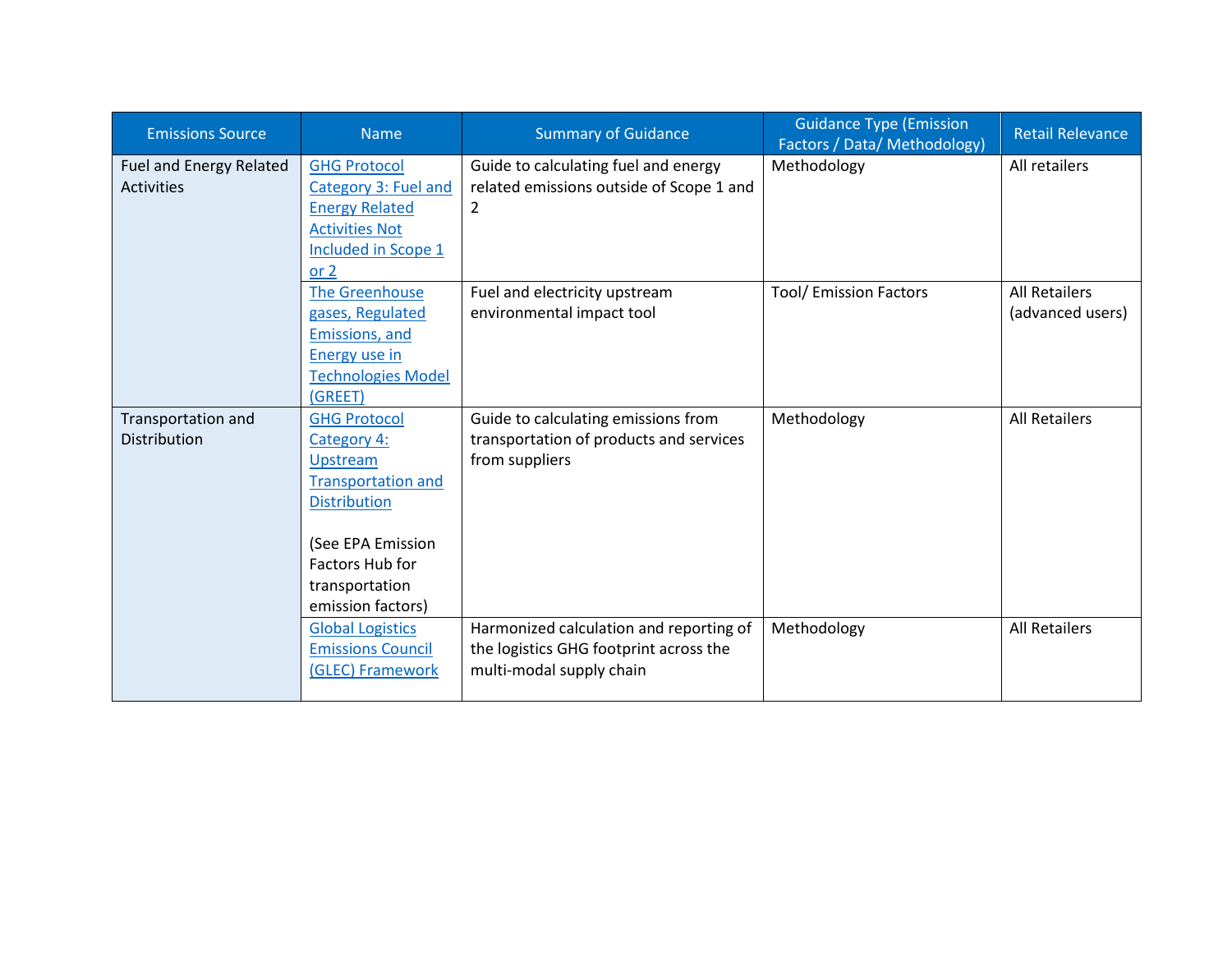| Emissions Source | Name | Summary of Guidance | Guidance Type (Emission Factors / Data/ Methodology) | Retail Relevance |
| --- | --- | --- | --- | --- |
| Fuel and Energy Related Activities | GHG Protocol Category 3: Fuel and Energy Related Activities Not Included in Scope 1 or 2 | Guide to calculating fuel and energy related emissions outside of Scope 1 and 2 | Methodology | All retailers |
| | The Greenhouse gases, Regulated Emissions, and Energy use in Technologies Model (GREET) | Fuel and electricity upstream environmental impact tool | Tool/ Emission Factors | All Retailers (advanced users) |
| Transportation and Distribution | GHG Protocol Category 4: Upstream Transportation and Distribution<br><br>(See EPA Emission Factors Hub for transportation emission factors) | Guide to calculating emissions from transportation of products and services from suppliers | Methodology | All Retailers |
| | Global Logistics Emissions Council (GLEC) Framework | Harmonized calculation and reporting of the logistics GHG footprint across the multi-modal supply chain | Methodology | All Retailers |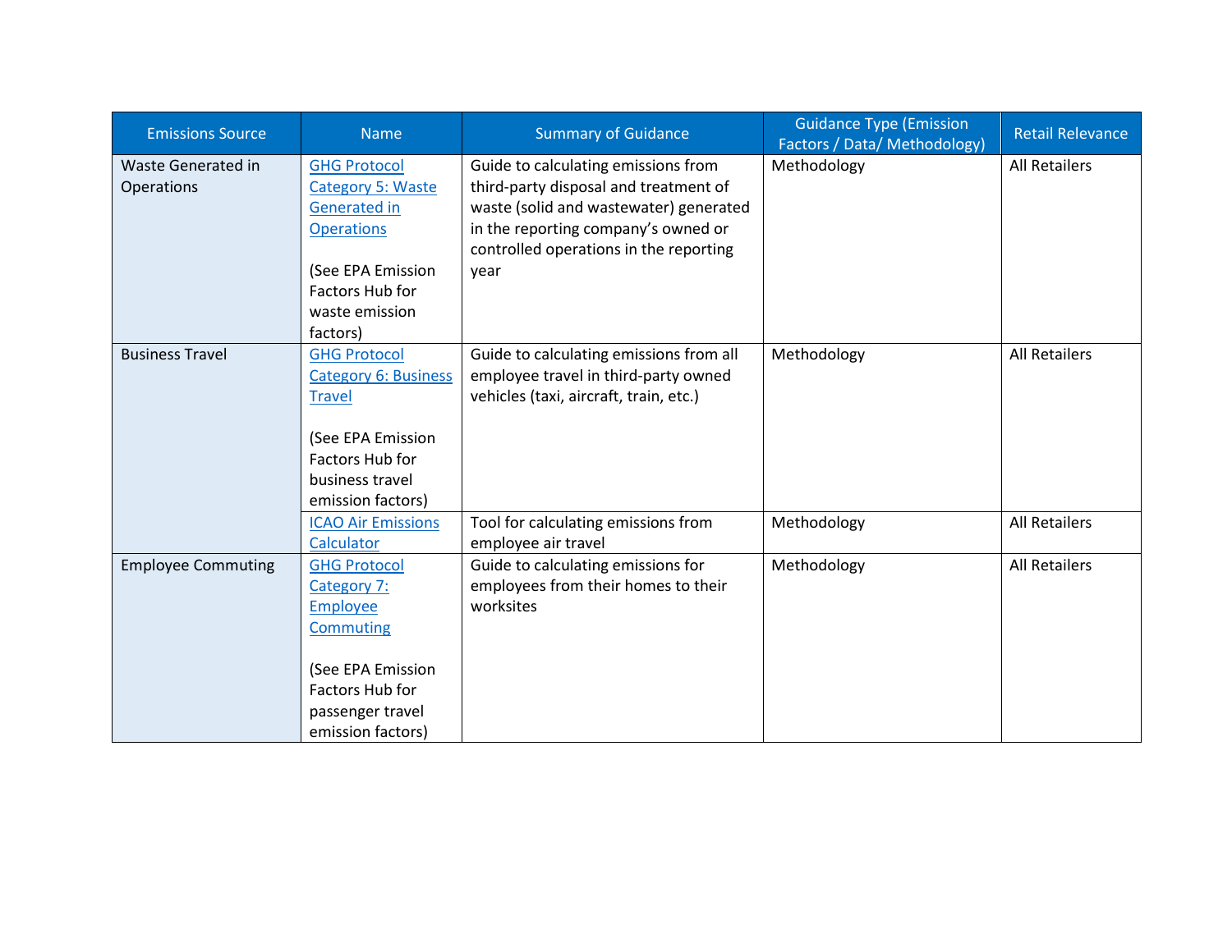| Emissions Source | Name | Summary of Guidance | Guidance Type (Emission Factors / Data/ Methodology) | Retail Relevance |
| --- | --- | --- | --- | --- |
| Waste Generated in Operations | GHG Protocol Category 5: Waste Generated in Operations<br><br>(See EPA Emission Factors Hub for waste emission factors) | Guide to calculating emissions from third-party disposal and treatment of waste (solid and wastewater) generated in the reporting company's owned or controlled operations in the reporting year | Methodology | All Retailers |
| Business Travel | GHG Protocol Category 6: Business Travel<br><br>(See EPA Emission Factors Hub for business travel emission factors) | Guide to calculating emissions from all employee travel in third-party owned vehicles (taxi, aircraft, train, etc.) | Methodology | All Retailers |
| | ICAO Air Emissions Calculator | Tool for calculating emissions from employee air travel | Methodology | All Retailers |
| Employee Commuting | GHG Protocol Category 7: Employee Commuting<br><br>(See EPA Emission Factors Hub for passenger travel emission factors) | Guide to calculating emissions for employees from their homes to their worksites | Methodology | All Retailers |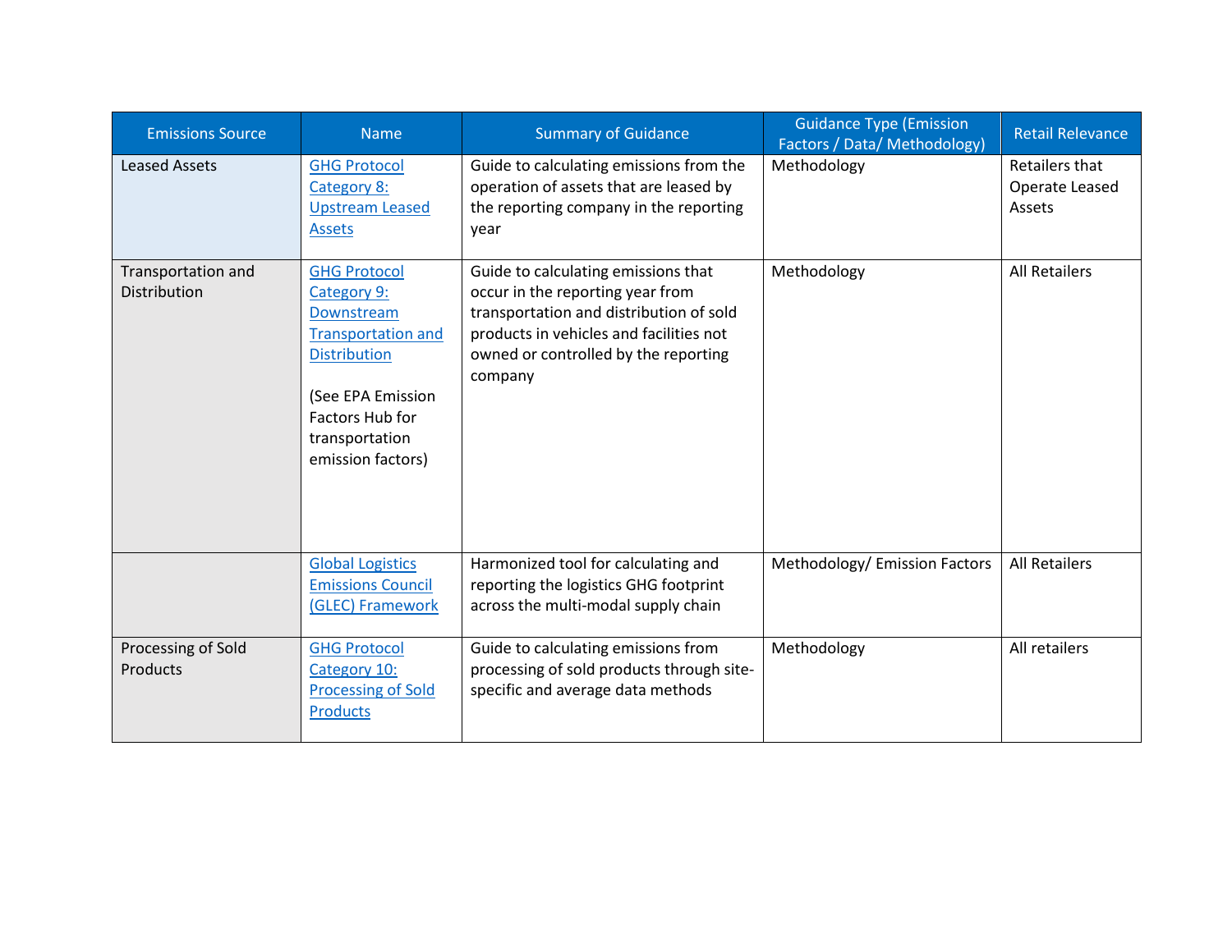| Emissions Source | Name | Summary of Guidance | Guidance Type (Emission Factors / Data/ Methodology) | Retail Relevance |
| --- | --- | --- | --- | --- |
| Leased Assets | GHG Protocol Category 8: Upstream Leased Assets | Guide to calculating emissions from the operation of assets that are leased by the reporting company in the reporting year | Methodology | Retailers that Operate Leased Assets |
| Transportation and Distribution | GHG Protocol Category 9: Downstream Transportation and Distribution (See EPA Emission Factors Hub for transportation emission factors) | Guide to calculating emissions that occur in the reporting year from transportation and distribution of sold products in vehicles and facilities not owned or controlled by the reporting company | Methodology | All Retailers |
| | Global Logistics Emissions Council (GLEC) Framework | Harmonized tool for calculating and reporting the logistics GHG footprint across the multi-modal supply chain | Methodology/ Emission Factors | All Retailers |
| Processing of Sold Products | GHG Protocol Category 10: Processing of Sold Products | Guide to calculating emissions from processing of sold products through site-specific and average data methods | Methodology | All retailers |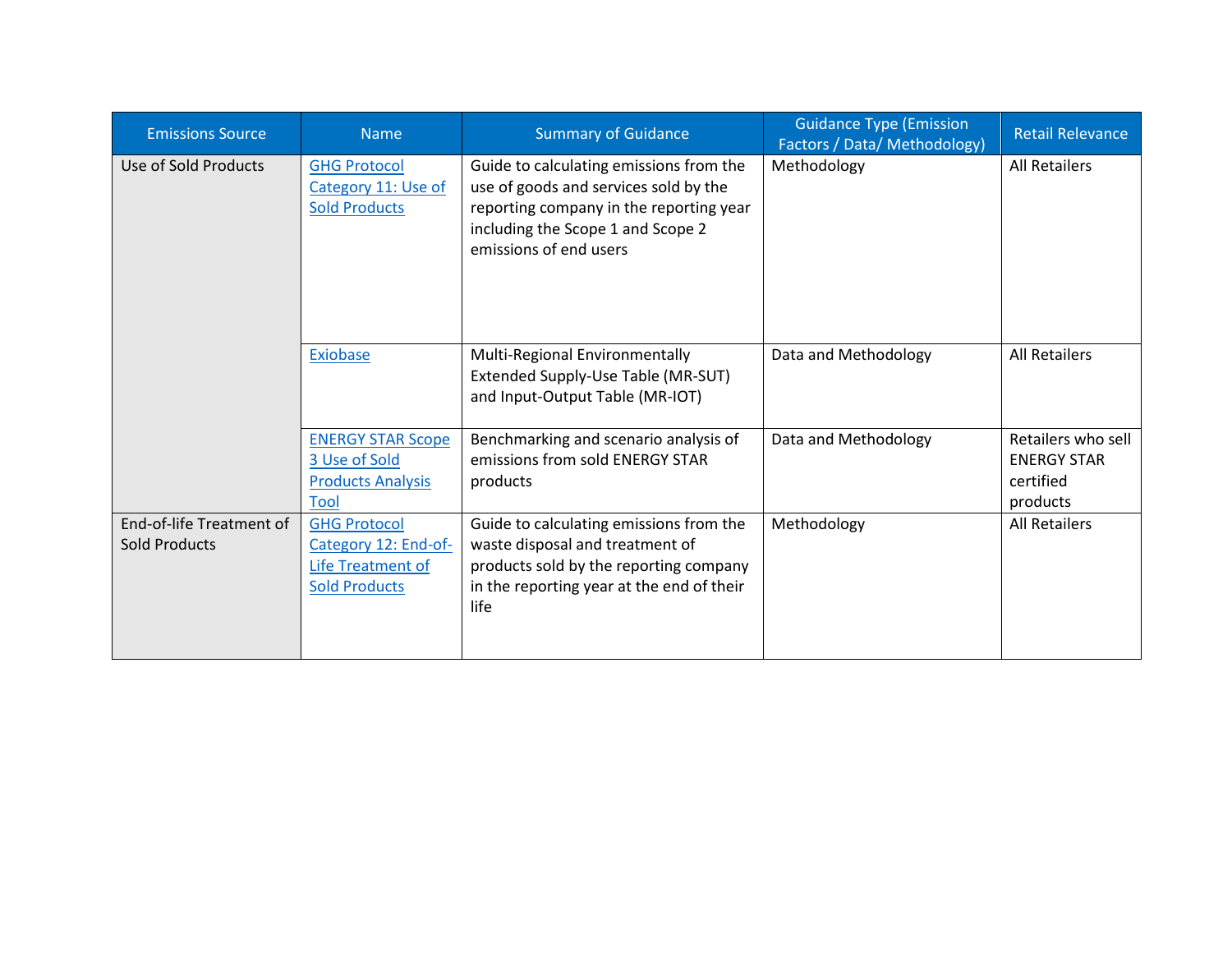| Emissions Source | Name | Summary of Guidance | Guidance Type (Emission Factors / Data/ Methodology) | Retail Relevance |
|---|---|---|---|---|
| Use of Sold Products | GHG Protocol Category 11: Use of Sold Products | Guide to calculating emissions from the use of goods and services sold by the reporting company in the reporting year including the Scope 1 and Scope 2 emissions of end users | Methodology | All Retailers |
| | Exiobase | Multi-Regional Environmentally Extended Supply-Use Table (MR-SUT) and Input-Output Table (MR-IOT) | Data and Methodology | All Retailers |
| | ENERGY STAR Scope 3 Use of Sold Products Analysis Tool | Benchmarking and scenario analysis of emissions from sold ENERGY STAR products | Data and Methodology | Retailers who sell ENERGY STAR certified products |
| End-of-life Treatment of Sold Products | GHG Protocol Category 12: End-of-Life Treatment of Sold Products | Guide to calculating emissions from the waste disposal and treatment of products sold by the reporting company in the reporting year at the end of their life | Methodology | All Retailers |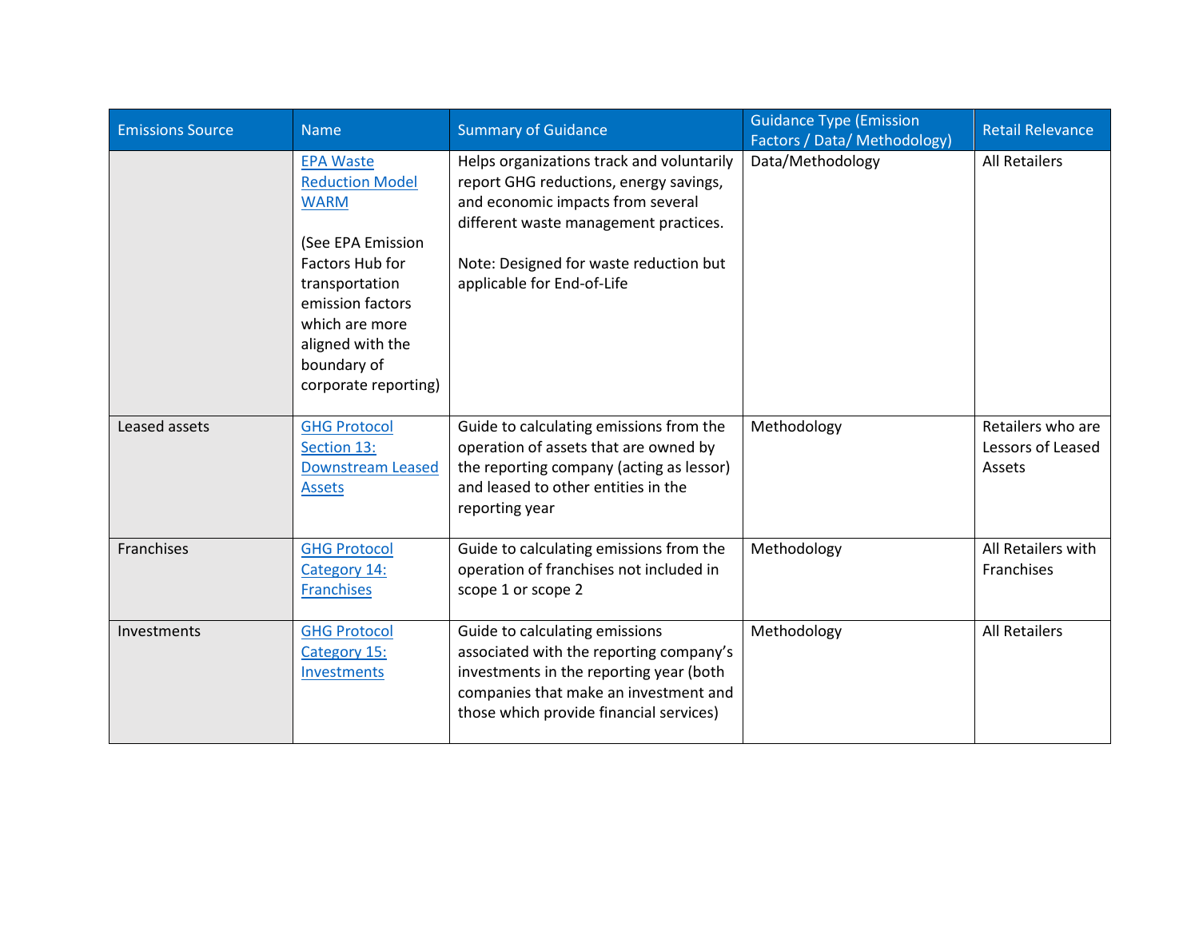| Emissions Source | Name | Summary of Guidance | Guidance Type (Emission Factors / Data/ Methodology) | Retail Relevance |
|---|---|---|---|---|
| | EPA Waste Reduction Model WARM<br><br>(See EPA Emission Factors Hub for transportation emission factors which are more aligned with the boundary of corporate reporting) | Helps organizations track and voluntarily report GHG reductions, energy savings, and economic impacts from several different waste management practices.<br><br>Note: Designed for waste reduction but applicable for End-of-Life | Data/Methodology | All Retailers |
| Leased assets | GHG Protocol Section 13: Downstream Leased Assets | Guide to calculating emissions from the operation of assets that are owned by the reporting company (acting as lessor) and leased to other entities in the reporting year | Methodology | Retailers who are Lessors of Leased Assets |
| Franchises | GHG Protocol Category 14: Franchises | Guide to calculating emissions from the operation of franchises not included in scope 1 or scope 2 | Methodology | All Retailers with Franchises |
| Investments | GHG Protocol Category 15: Investments | Guide to calculating emissions associated with the reporting company's investments in the reporting year (both companies that make an investment and those which provide financial services) | Methodology | All Retailers |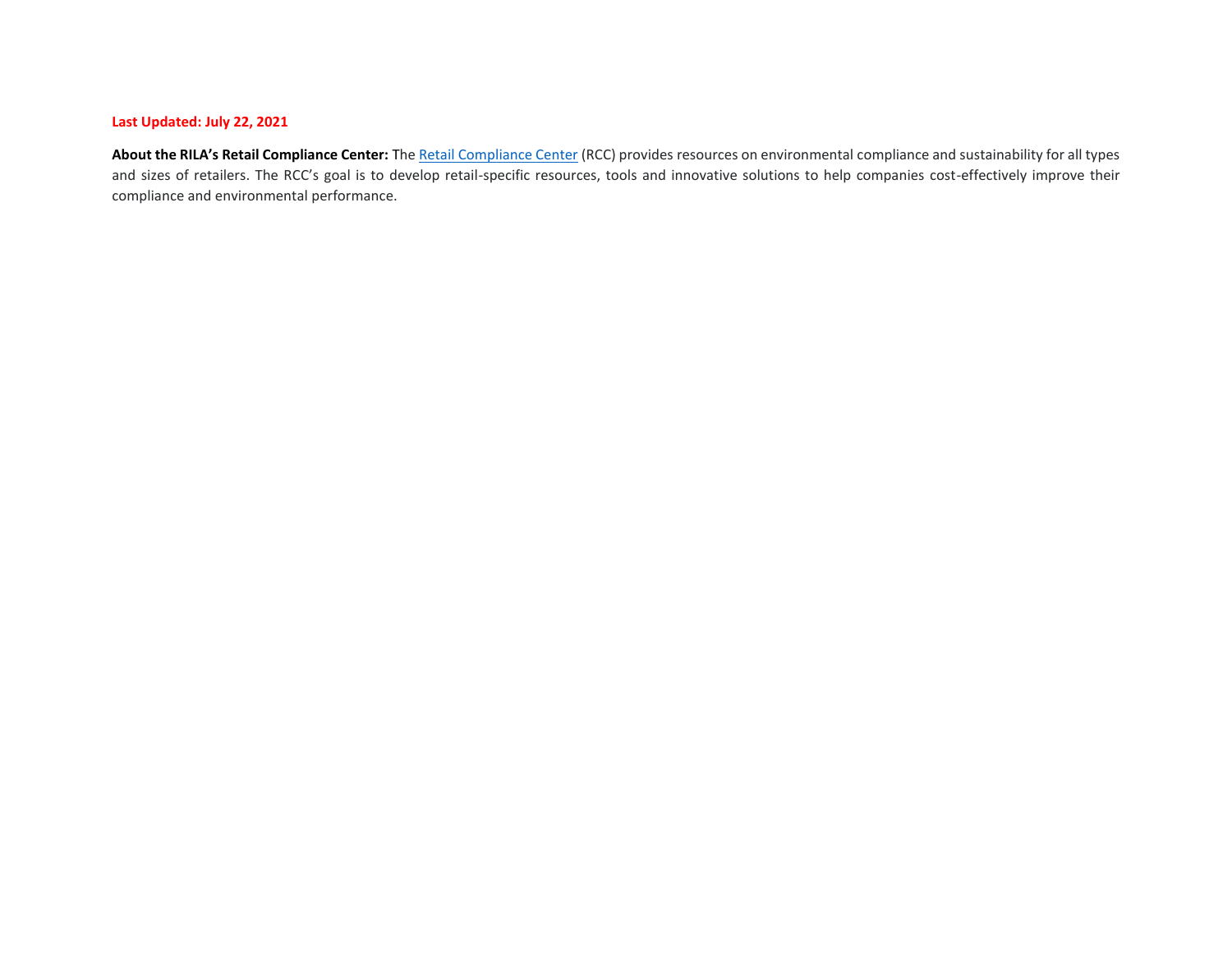**Last Updated: July 22, 2021**

**About the RILA's Retail Compliance Center:** The Retail Compliance Center (RCC) provides resources on environmental compliance and sustainability for all types and sizes of retailers. The RCC's goal is to develop retail-specific resources, tools and innovative solutions to help companies cost-effectively improve their compliance and environmental performance.